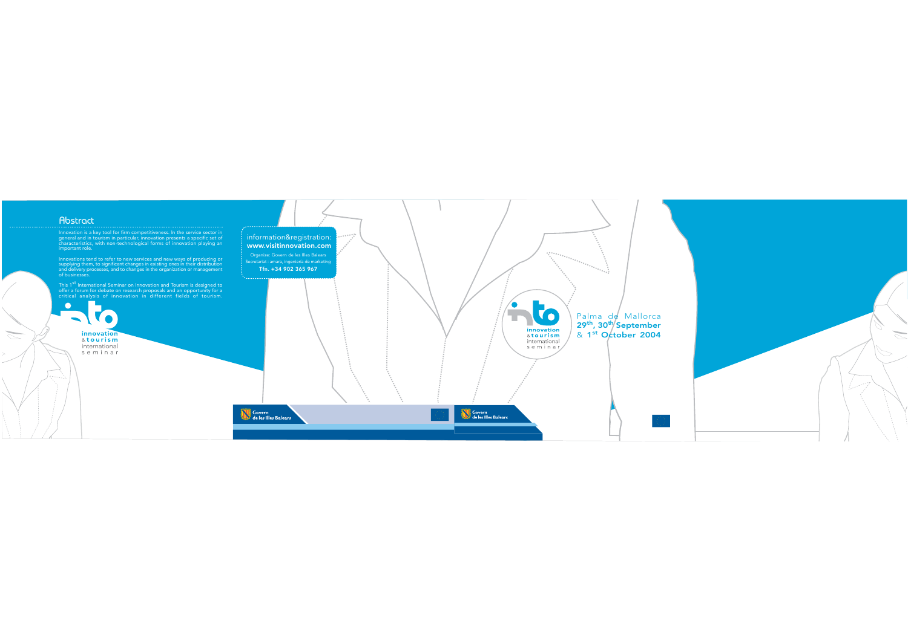## Abstract

Innovation is a key tool for firm competitiveness. In the service sector in general and in tourism in particular, innovation presents a specific set of characteristics, with non-technological forms of innovation playing an important role.

Innovations tend to refer to new services and new ways of producing or supplying them, to significant changes in existing ones in their distribution and delivery processes, and to changes in the organization or management of businesses.

This 1st International Seminar on Innovation and Tourism is designed to offer a forum for debate on research proposals and an opportunity for a critical analysis of innovation in different fields of tourism.

into
innovation
& tourism
international
seminar

information&registration:
**www.visitinnovation.com**
Organize: Govern de les Illes Balears
Secretariat : amara, ingeniería de marketing
**Tfn. +34 902 365 967**

into
innovation
& tourism
international
seminar

Palma de Mallorca
**29th, 30th September & 1st October 2004**

Govern de les Illes Balears

Govern de les Illes Balears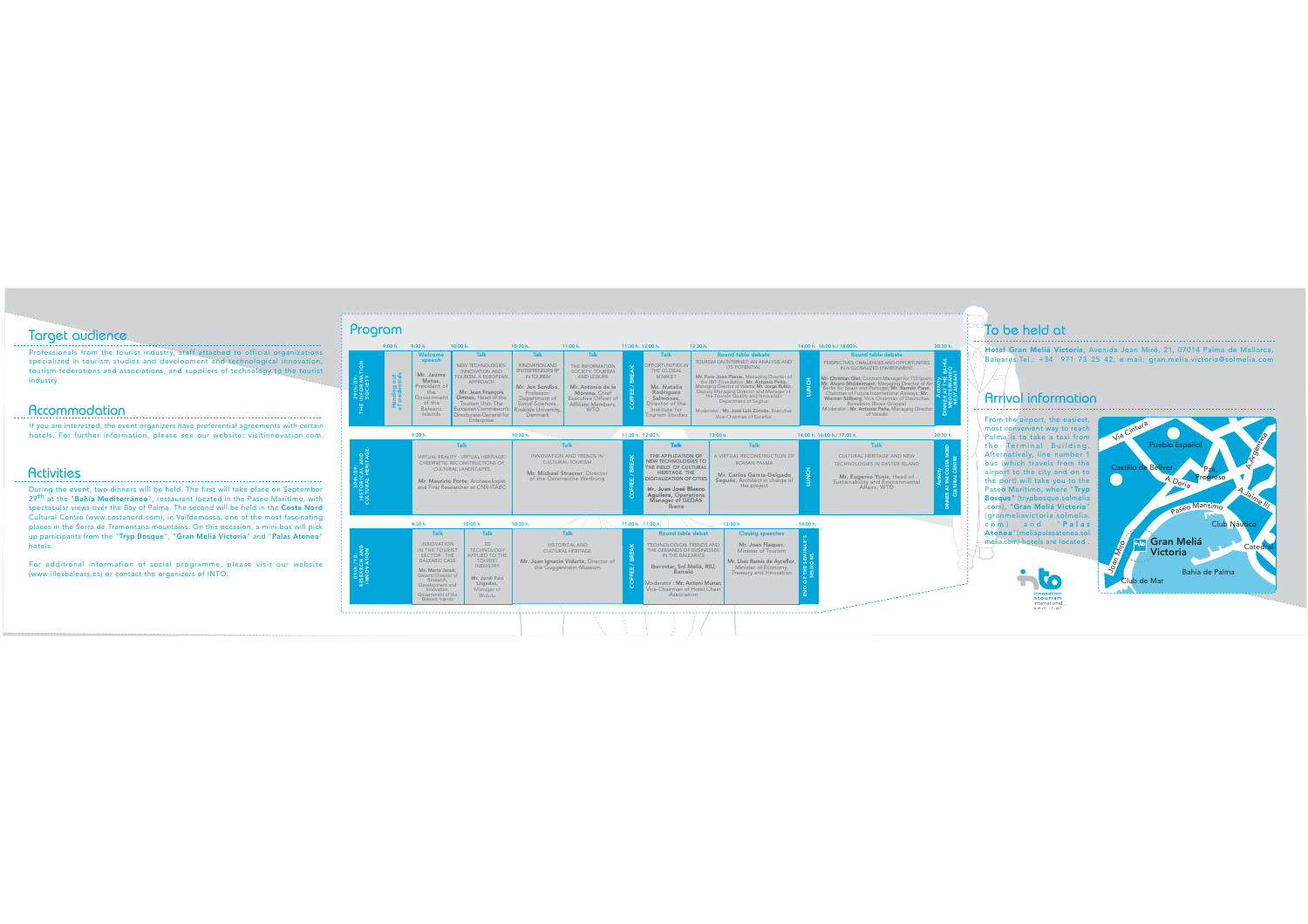## Target audience

Professionals from the tourist industry, staff attached to official organizations specialized in tourism studies and development and technological innovation, tourism federations and associations, and suppliers of technology to the tourist industry.

## Accommodation

If you are interested, the event organizers have preferential agreements with certain hotels. For further information, please see our website: visitinnovation.com.

## Activities

During the event, two dinners will be held. The first will take place on September 29th at the "**Bahía Mediterráneo**", restaurant located in the Paseo Marítimo, with spectacular views over the Bay of Palma. The second will be held in the **Costa Nord** Cultural Centre (www.costanord.com), in Valldemossa, one of the most fascinating places in the Serra de Tramontana mountains. On this occasion, a mini-bus will pick up participants from the "**Tryp Bosque**", "**Gran Meliá Victoria**" and "**Palas Atenea**" hotels.

For additional information of social programme, please visit our website (www.illesbalears.es) or contact the organizers of INTO.

## Program

### 29th/09 – The Information Society

| Time | Session |
| --- | --- |
| 9:00 h. | Handing out of credentials |
| 9:30 h. | **Welcome speech** – Mr. Jaume Matas, President of the Government of the Balearic Islands |
| 10:00 h. | **Talk** – NEW TECHNOLOGIES: INNOVATION AND TOURISM. A EUROPEAN APPROACH – Mr. Jean François Ormes, Head of the Tourism Unit. The European Commission's Directorate-General for Enterprise |
| 10:30 h. | **Talk** – INNOVATION AND ENTREPRENEURSHIP IN TOURISM – Mr. Jon Sundbo, Professor, Department of Social Sciences. Roskilde University, Denmark |
| 11:00 h. | **Talk** – THE INFORMATION SOCIETY: TOURISM AND LEISURE – Mr. Antonio de la Morena, Chief Executive Officer of Affiliate Members, WTO |
| 11:30 h. | COFFEE / BREAK |
| 12:00 h. | **Talk** – OPPORTUNITIES IN THE GLOBAL MARKET – Ms. Natalia Rodríguez Salmones, Director of the Institute for Tourism Studies |
| 12:30 h. | **Round table debate** – TOURISM ON INTERNET: AN ANALYSIS AND ITS POTENTIAL – Mr. Pere Joan Planas, Managing Director of the IBIT Foundation; Mr. Antonio Peña, Managing Director of Valadis; Mr. Jorge Rubio, Deputy Managing Director and Manager of the Tourism Quality and Innovation Department of Segittur. Moderator: Mr. José Luis Zoreda, Executive Vice-Chairman of Exceltur |
| 14:00 h. | LUNCH |
| 16:00 h. / 18:00 h. | **Round table debate** – PERSPECTIVES, CHALLENGES AND OPPORTUNITIES IN A GLOBALIZED ENVIRONMENT – Mr. Christian Glet, Contract Manager for TUI Spain; Mr. Álvaro Middelmann, Managing Director of Air Berlin for Spain and Portugal; Mr. Ramón Pons, Chairman of Futura International Airways; Mr. Werner Sülberg, Vice Chairman of Deutsches Reisebüro (Rewe Gruppe). Moderator: Mr. Antonio Peña, Managing Director of Valadis |
| 20:30 h. | Activity: DINNER AT THE BAHÍA MEDITERRÁNEO RESTAURANT |

### 30th/09 – Historical and Cultural Heritage

| Time | Session |
| --- | --- |
| 9:30 h. | **Talk** – VIRTUAL REALITY - VIRTUAL HERITAGE: CYBERNETIC RECONSTRUCTIONS OF CULTURAL LANDSCAPES – Mr. Mauricio Forte, Archaeologist and First Researcher at CNR-ITABC |
| 10:30 h. | **Talk** – INNOVATION AND TRENDS IN CULTURAL TOURISM – Mr. Michael Strasser, Director of the Österreiche Werbung |
| 11:30 h. | COFFEE / BREAK |
| 12:00 h. | **Talk** – THE APPLICATION OF NEW TECHNOLOGIES TO THE FIELD OF CULTURAL HERITAGE. THE DIGITALIZATION OF CITIES – Mr. Juan José Blasco Aguilera, Operations Manager of GEDAS Iberia |
| 13:00 h. | **Talk** – A VIRTUAL RECONSTRUCTION OF ROMAN PALMA – Mr. Carlos García-Delgado Segués, Architect in charge of the project |
| 14:00 h. | LUNCH |
| 16:00 h. / 17:00 h. | **Talk** – CULTURAL HERITAGE AND NEW TECHNOLOGIES IN EASTER ISLAND – Mr. Eugenio Yunis, Head of Sustainability and Environmental Affairs, WTO |
| 20:30 h. | Activity: DINNER AT THE COSTA NORD CULTURAL CENTRE |

### 01st/10 – Research and Innovation

| Time | Session |
| --- | --- |
| 9:30 h. | **Talk** – INNOVATION IN THE TOURIST SECTOR: THE BALEARIC CASE – Ms. Marta Jacob, General Director of Research, Development and Innovation. Government of the Balearic Islands |
| 10:00 h. | **Talk** – 3D TECHNOLOGY APPLIED TO THE TOURIST INDUSTRY – Mr. Jordi Puci Llígadas, Manager of Wuluku |
| 10:30 h. | **Talk** – HISTORICAL AND CULTURAL HERITAGE – Mr. Juan Ignacio Vidarte, Director of the Guggenheim Museum |
| 11:00 h. | COFFEE / BREAK |
| 11:30 h. | **Round table debat** – TECHNOLOGICAL TRENDS AND THE DEMANDS OF BUSINESSES IN THE BALEARICS – Iberostar, Sol Meliá, RIU, Barceló. Moderator: Mr. Antoni Munar, Vice-Chairman of Hotel Chain Association |
| 13:30 h. | **Closing speeches** – Mr. Joan Flaquer, Minister of Tourism; Mr. Lluís Ramis de Ayreflor, Minister of Economy, Treasury and Innovation |
| 14:00 h. | END OF THE SEMINAR'S SESSIONS |

## To be held at

**Hotel Gran Meliá Victoria**, Avenida Joan Miró, 21, 07014 Palma de Mallorca, Baleares.Tel.: +34 971 73 25 42, e-mail: gran.melia.victoria@solmelia.com

## Arrival information

From the airport, the easiest, most convenient way to reach Palma is to take a taxi from the Terminal Building. Alternatively, line number 1 bus (which travels from the airport to the city and on to the port) will take you to the Paseo Marítimo, where "**Tryp Bosque**" (trypbosque.solmelia.com), "**Gran Meliá Victoria**" (granmeliavictoria.solmelia.com) and "**Palas Atenea**" (meliapalasatenea.solmelia.com) hotels are located.

Vía Cintura
Pueblo Español
Castillo de Bellver
A. Doria
Pza. Progreso
A. Argentina
A. Jaime III
Paseo Marítimo
Club Náutico
Joan Miró
Gran Meliá Victoria
Catedral
Bahía de Palma
Club de Mar

into – innovation & tourism international seminar